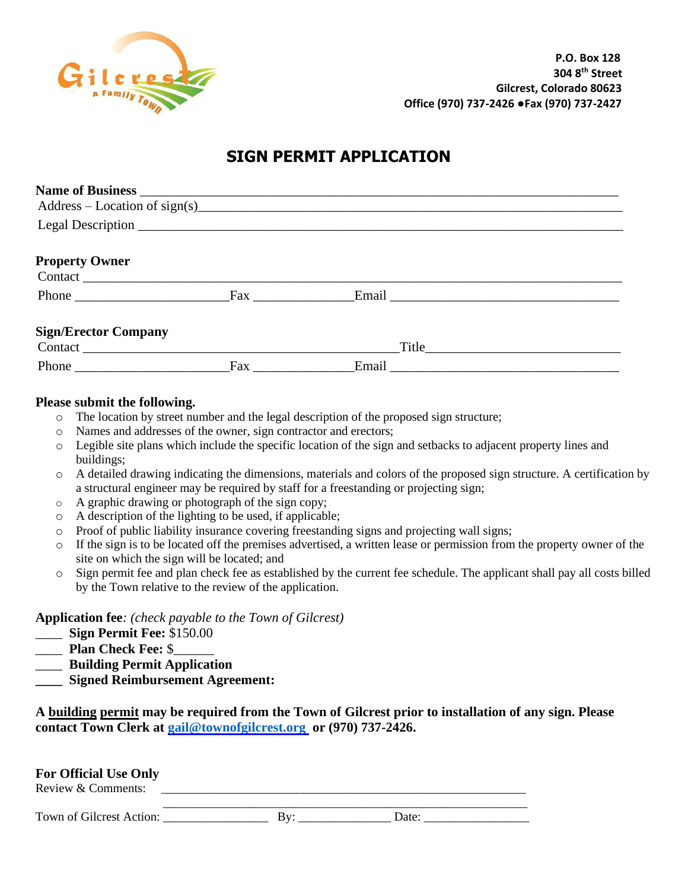P.O. Box 128
304 8th Street
Gilcrest, Colorado 80623
Office (970) 737-2426 ● Fax (970) 737-2427

# SIGN PERMIT APPLICATION

**Name of Business** ________________________________________________________________

Address – Location of sign(s)________________________________________________________

Legal Description ___________________________________________________________________

**Property Owner**

Contact ____________________________________________________________________________

Phone ______________________ Fax ______________ Email _________________________________

**Sign/Erector Company**

Contact _____________________________________________ Title___________________________

Phone ______________________ Fax ______________ Email _________________________________

**Please submit the following.**

- The location by street number and the legal description of the proposed sign structure;
- Names and addresses of the owner, sign contractor and erectors;
- Legible site plans which include the specific location of the sign and setbacks to adjacent property lines and buildings;
- A detailed drawing indicating the dimensions, materials and colors of the proposed sign structure. A certification by a structural engineer may be required by staff for a freestanding or projecting sign;
- A graphic drawing or photograph of the sign copy;
- A description of the lighting to be used, if applicable;
- Proof of public liability insurance covering freestanding signs and projecting wall signs;
- If the sign is to be located off the premises advertised, a written lease or permission from the property owner of the site on which the sign will be located; and
- Sign permit fee and plan check fee as established by the current fee schedule. The applicant shall pay all costs billed by the Town relative to the review of the application.

**Application fee***: (check payable to the Town of Gilcrest)*

____ **Sign Permit Fee:** $150.00
____ **Plan Check Fee:** $______
____ **Building Permit Application**
____ **Signed Reimbursement Agreement:**

**A building permit may be required from the Town of Gilcrest prior to installation of any sign. Please contact Town Clerk at gail@townofgilcrest.org or (970) 737-2426.**

**For Official Use Only**

Review & Comments: ___________________________________________________________

___________________________________________________________

Town of Gilcrest Action: ________________ By: ______________ Date: ________________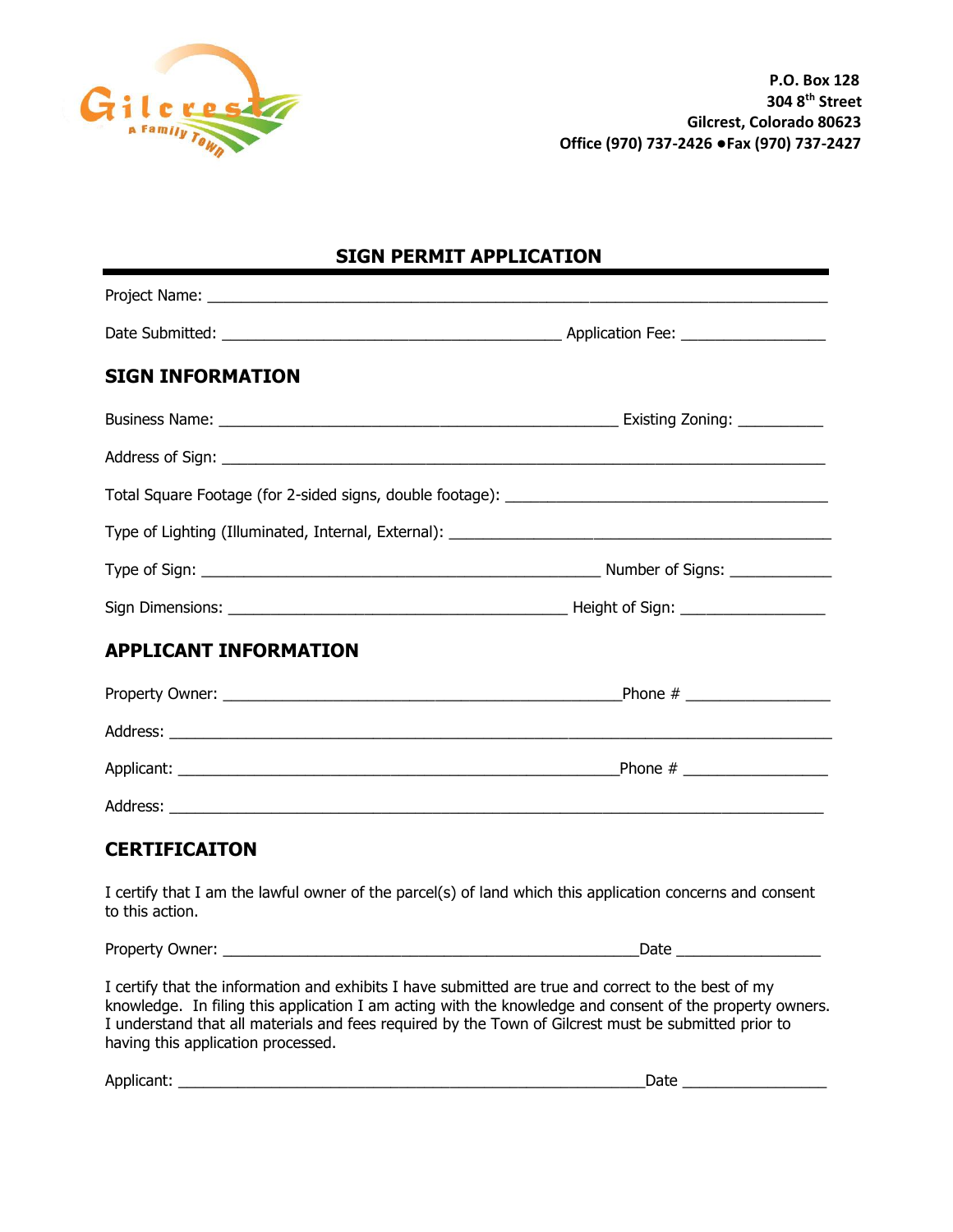P.O. Box 128
304 8th Street
Gilcrest, Colorado 80623
Office (970) 737-2426 ●Fax (970) 737-2427

## SIGN PERMIT APPLICATION

Project Name: ___________________________________________________________________________

Date Submitted: ________________________________________ Application Fee: _________________

### SIGN INFORMATION

Business Name: _______________________________________________ Existing Zoning: __________

Address of Sign: _______________________________________________________________________

Total Square Footage (for 2-sided signs, double footage): ______________________________________

Type of Lighting (Illuminated, Internal, External): _____________________________________________

Type of Sign: _______________________________________________ Number of Signs: ____________

Sign Dimensions: ________________________________________ Height of Sign: _________________

### APPLICANT INFORMATION

Property Owner: _______________________________________________Phone # _________________

Address: _____________________________________________________________________________

Applicant: ____________________________________________________Phone # _________________

Address: _____________________________________________________________________________

### CERTIFICAITON

I certify that I am the lawful owner of the parcel(s) of land which this application concerns and consent to this action.

Property Owner: _________________________________________________Date _________________

I certify that the information and exhibits I have submitted are true and correct to the best of my knowledge. In filing this application I am acting with the knowledge and consent of the property owners. I understand that all materials and fees required by the Town of Gilcrest must be submitted prior to having this application processed.

Applicant: _______________________________________________________Date _________________